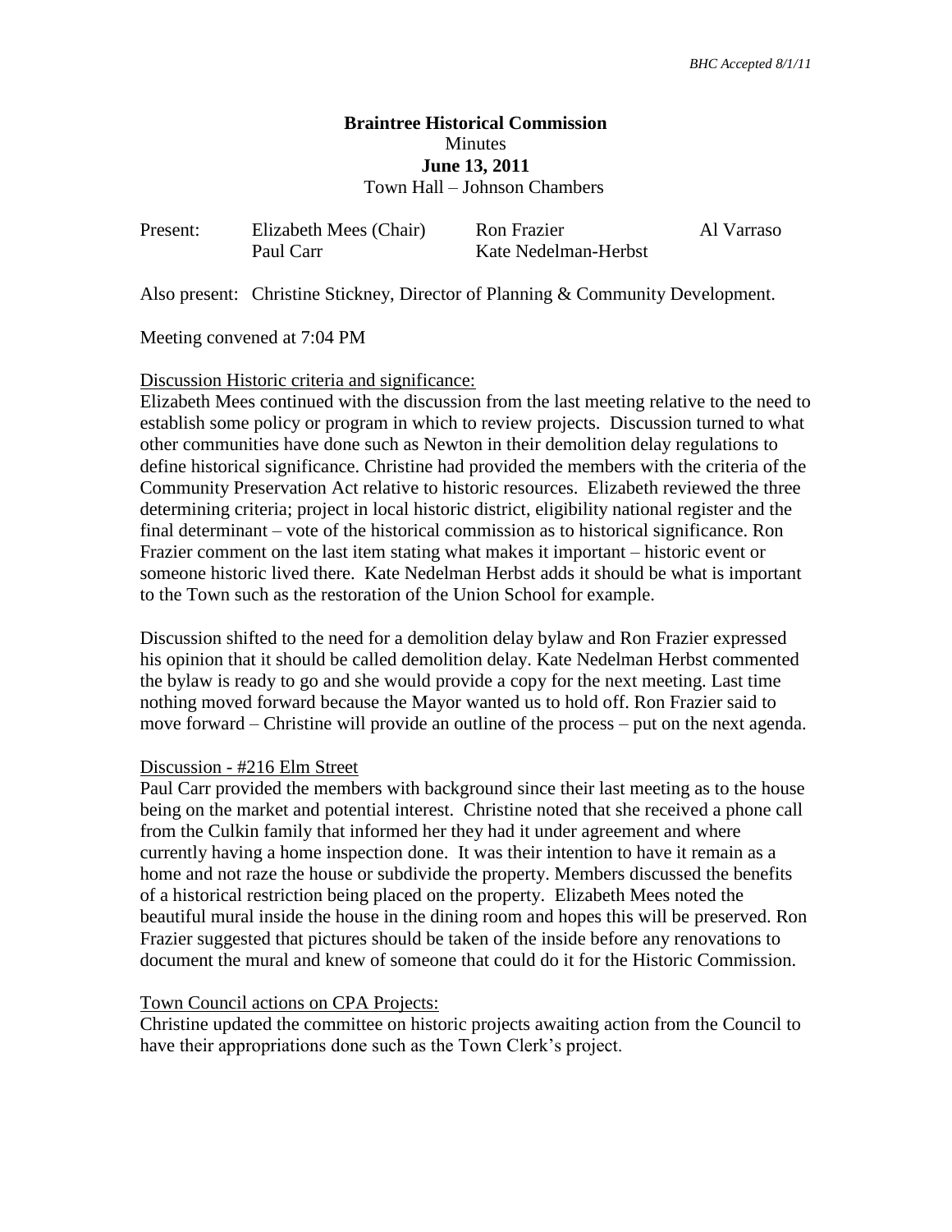*BHC Accepted 8/1/11*

**Braintree Historical Commission**
Minutes
**June 13, 2011**
Town Hall – Johnson Chambers

| Present: | Elizabeth Mees (Chair) | Ron Frazier | Al Varraso |
|---|---|---|---|
| | Paul Carr | Kate Nedelman-Herbst | |

Also present: Christine Stickney, Director of Planning & Community Development.

Meeting convened at 7:04 PM

<u>Discussion Historic criteria and significance:</u>
Elizabeth Mees continued with the discussion from the last meeting relative to the need to establish some policy or program in which to review projects. Discussion turned to what other communities have done such as Newton in their demolition delay regulations to define historical significance. Christine had provided the members with the criteria of the Community Preservation Act relative to historic resources. Elizabeth reviewed the three determining criteria; project in local historic district, eligibility national register and the final determinant – vote of the historical commission as to historical significance. Ron Frazier comment on the last item stating what makes it important – historic event or someone historic lived there. Kate Nedelman Herbst adds it should be what is important to the Town such as the restoration of the Union School for example.

Discussion shifted to the need for a demolition delay bylaw and Ron Frazier expressed his opinion that it should be called demolition delay. Kate Nedelman Herbst commented the bylaw is ready to go and she would provide a copy for the next meeting. Last time nothing moved forward because the Mayor wanted us to hold off. Ron Frazier said to move forward – Christine will provide an outline of the process – put on the next agenda.

<u>Discussion - #216 Elm Street</u>
Paul Carr provided the members with background since their last meeting as to the house being on the market and potential interest. Christine noted that she received a phone call from the Culkin family that informed her they had it under agreement and where currently having a home inspection done. It was their intention to have it remain as a home and not raze the house or subdivide the property. Members discussed the benefits of a historical restriction being placed on the property. Elizabeth Mees noted the beautiful mural inside the house in the dining room and hopes this will be preserved. Ron Frazier suggested that pictures should be taken of the inside before any renovations to document the mural and knew of someone that could do it for the Historic Commission.

<u>Town Council actions on CPA Projects:</u>
Christine updated the committee on historic projects awaiting action from the Council to have their appropriations done such as the Town Clerk's project.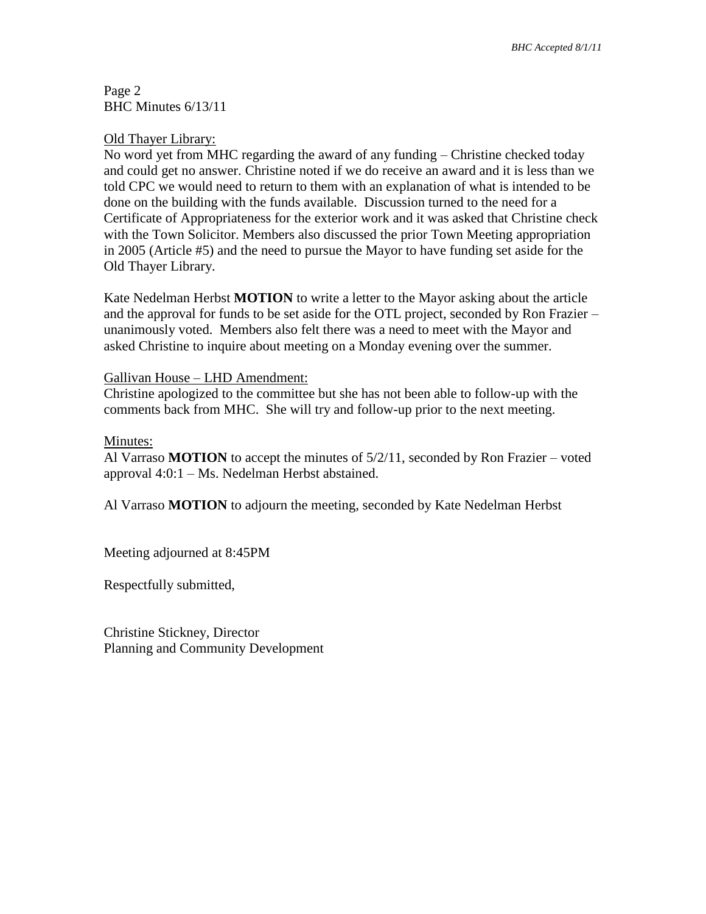Old Thayer Library:

No word yet from MHC regarding the award of any funding – Christine checked today and could get no answer. Christine noted if we do receive an award and it is less than we told CPC we would need to return to them with an explanation of what is intended to be done on the building with the funds available. Discussion turned to the need for a Certificate of Appropriateness for the exterior work and it was asked that Christine check with the Town Solicitor. Members also discussed the prior Town Meeting appropriation in 2005 (Article #5) and the need to pursue the Mayor to have funding set aside for the Old Thayer Library.

Kate Nedelman Herbst **MOTION** to write a letter to the Mayor asking about the article and the approval for funds to be set aside for the OTL project, seconded by Ron Frazier – unanimously voted. Members also felt there was a need to meet with the Mayor and asked Christine to inquire about meeting on a Monday evening over the summer.

Gallivan House – LHD Amendment:

Christine apologized to the committee but she has not been able to follow-up with the comments back from MHC. She will try and follow-up prior to the next meeting.

Minutes:

Al Varraso **MOTION** to accept the minutes of 5/2/11, seconded by Ron Frazier – voted approval 4:0:1 – Ms. Nedelman Herbst abstained.

Al Varraso **MOTION** to adjourn the meeting, seconded by Kate Nedelman Herbst

Meeting adjourned at 8:45PM

Respectfully submitted,

Christine Stickney, Director
Planning and Community Development